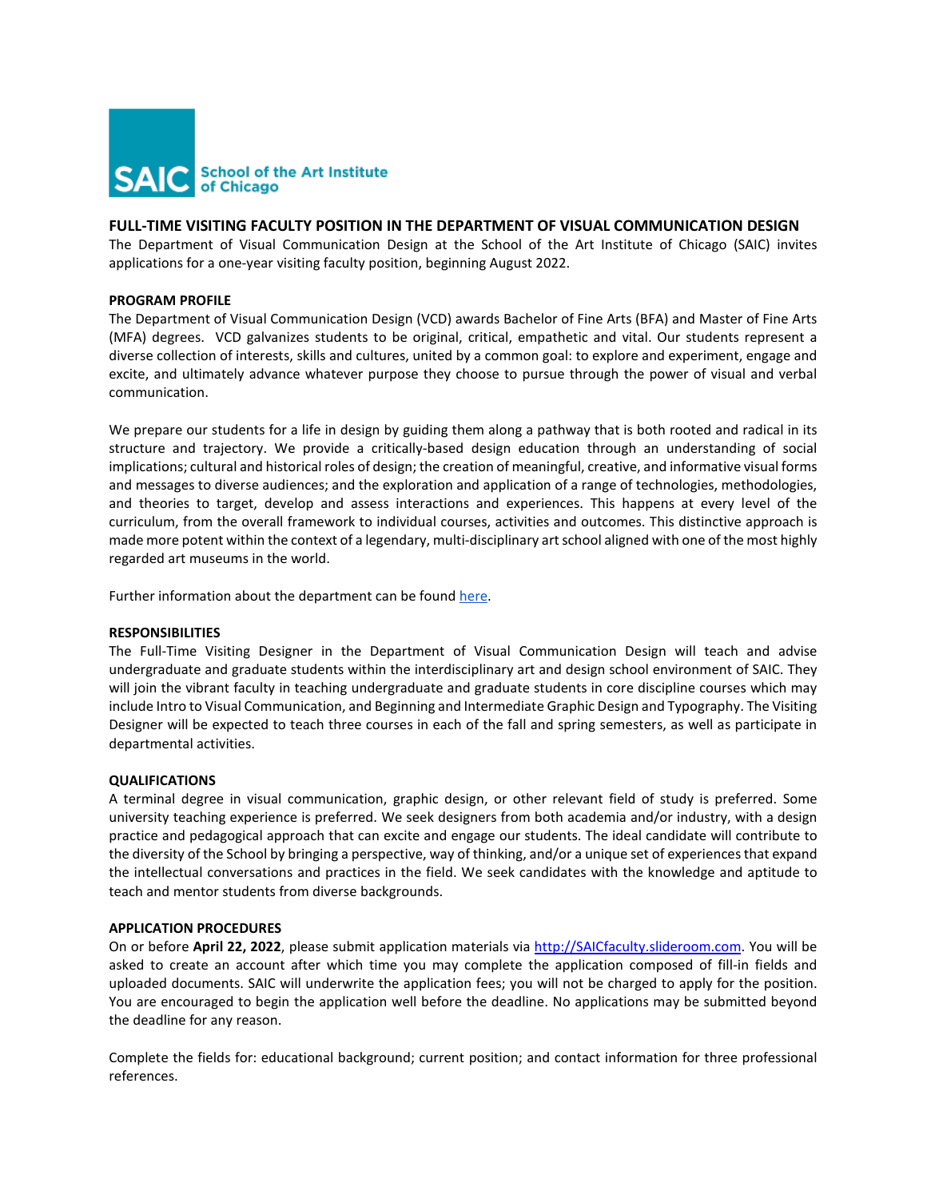SAIC School of the Art Institute of Chicago

## FULL-TIME VISITING FACULTY POSITION IN THE DEPARTMENT OF VISUAL COMMUNICATION DESIGN

The Department of Visual Communication Design at the School of the Art Institute of Chicago (SAIC) invites applications for a one-year visiting faculty position, beginning August 2022.

### PROGRAM PROFILE

The Department of Visual Communication Design (VCD) awards Bachelor of Fine Arts (BFA) and Master of Fine Arts (MFA) degrees. VCD galvanizes students to be original, critical, empathetic and vital. Our students represent a diverse collection of interests, skills and cultures, united by a common goal: to explore and experiment, engage and excite, and ultimately advance whatever purpose they choose to pursue through the power of visual and verbal communication.

We prepare our students for a life in design by guiding them along a pathway that is both rooted and radical in its structure and trajectory. We provide a critically-based design education through an understanding of social implications; cultural and historical roles of design; the creation of meaningful, creative, and informative visual forms and messages to diverse audiences; and the exploration and application of a range of technologies, methodologies, and theories to target, develop and assess interactions and experiences. This happens at every level of the curriculum, from the overall framework to individual courses, activities and outcomes. This distinctive approach is made more potent within the context of a legendary, multi-disciplinary art school aligned with one of the most highly regarded art museums in the world.

Further information about the department can be found here.

### RESPONSIBILITIES

The Full-Time Visiting Designer in the Department of Visual Communication Design will teach and advise undergraduate and graduate students within the interdisciplinary art and design school environment of SAIC. They will join the vibrant faculty in teaching undergraduate and graduate students in core discipline courses which may include Intro to Visual Communication, and Beginning and Intermediate Graphic Design and Typography. The Visiting Designer will be expected to teach three courses in each of the fall and spring semesters, as well as participate in departmental activities.

### QUALIFICATIONS

A terminal degree in visual communication, graphic design, or other relevant field of study is preferred. Some university teaching experience is preferred. We seek designers from both academia and/or industry, with a design practice and pedagogical approach that can excite and engage our students. The ideal candidate will contribute to the diversity of the School by bringing a perspective, way of thinking, and/or a unique set of experiences that expand the intellectual conversations and practices in the field. We seek candidates with the knowledge and aptitude to teach and mentor students from diverse backgrounds.

### APPLICATION PROCEDURES

On or before **April 22, 2022**, please submit application materials via http://SAICfaculty.slideroom.com. You will be asked to create an account after which time you may complete the application composed of fill-in fields and uploaded documents. SAIC will underwrite the application fees; you will not be charged to apply for the position. You are encouraged to begin the application well before the deadline. No applications may be submitted beyond the deadline for any reason.

Complete the fields for: educational background; current position; and contact information for three professional references.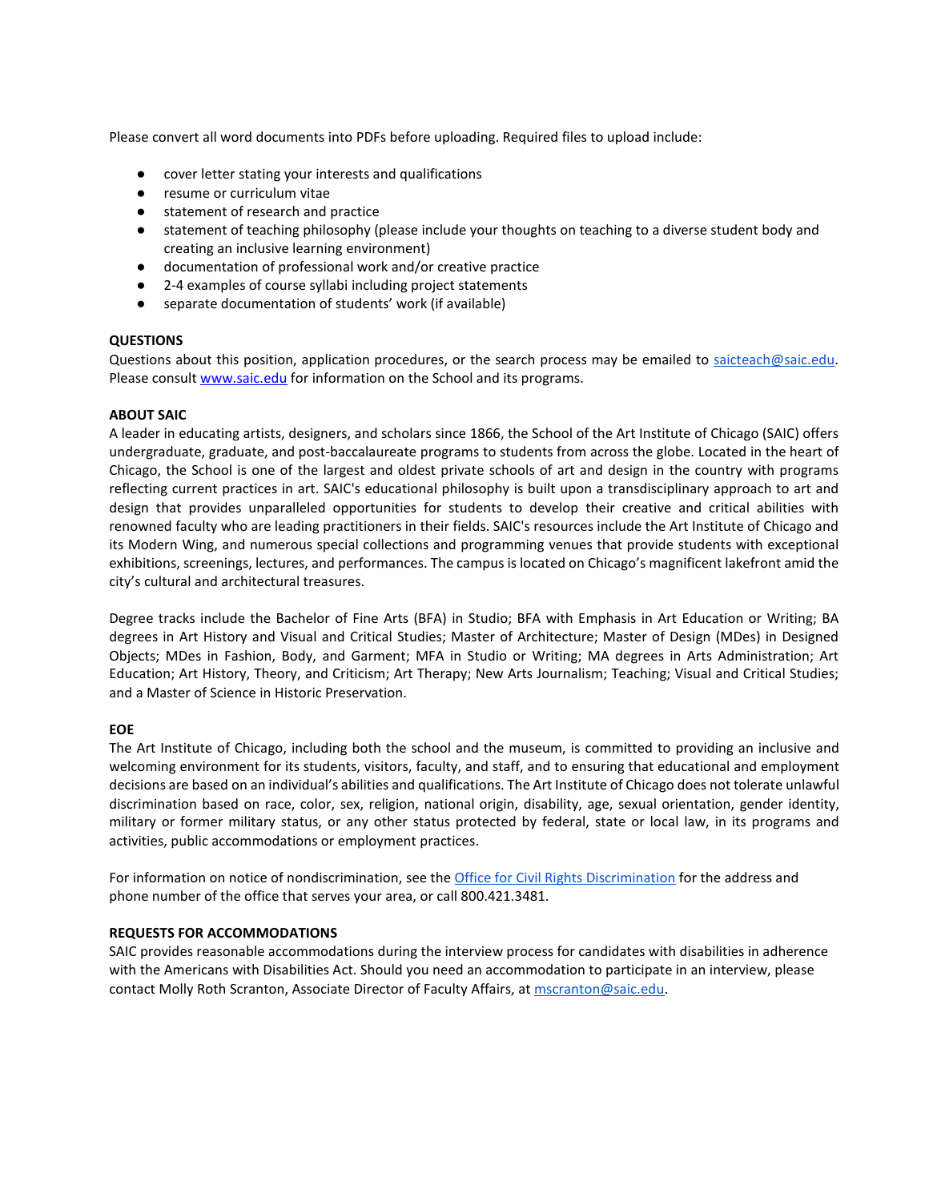Please convert all word documents into PDFs before uploading. Required files to upload include:

- cover letter stating your interests and qualifications
- resume or curriculum vitae
- statement of research and practice
- statement of teaching philosophy (please include your thoughts on teaching to a diverse student body and creating an inclusive learning environment)
- documentation of professional work and/or creative practice
- 2-4 examples of course syllabi including project statements
- separate documentation of students' work (if available)

**QUESTIONS**

Questions about this position, application procedures, or the search process may be emailed to saicteach@saic.edu. Please consult www.saic.edu for information on the School and its programs.

**ABOUT SAIC**

A leader in educating artists, designers, and scholars since 1866, the School of the Art Institute of Chicago (SAIC) offers undergraduate, graduate, and post-baccalaureate programs to students from across the globe. Located in the heart of Chicago, the School is one of the largest and oldest private schools of art and design in the country with programs reflecting current practices in art. SAIC's educational philosophy is built upon a transdisciplinary approach to art and design that provides unparalleled opportunities for students to develop their creative and critical abilities with renowned faculty who are leading practitioners in their fields. SAIC's resources include the Art Institute of Chicago and its Modern Wing, and numerous special collections and programming venues that provide students with exceptional exhibitions, screenings, lectures, and performances. The campus is located on Chicago's magnificent lakefront amid the city's cultural and architectural treasures.

Degree tracks include the Bachelor of Fine Arts (BFA) in Studio; BFA with Emphasis in Art Education or Writing; BA degrees in Art History and Visual and Critical Studies; Master of Architecture; Master of Design (MDes) in Designed Objects; MDes in Fashion, Body, and Garment; MFA in Studio or Writing; MA degrees in Arts Administration; Art Education; Art History, Theory, and Criticism; Art Therapy; New Arts Journalism; Teaching; Visual and Critical Studies; and a Master of Science in Historic Preservation.

**EOE**

The Art Institute of Chicago, including both the school and the museum, is committed to providing an inclusive and welcoming environment for its students, visitors, faculty, and staff, and to ensuring that educational and employment decisions are based on an individual's abilities and qualifications. The Art Institute of Chicago does not tolerate unlawful discrimination based on race, color, sex, religion, national origin, disability, age, sexual orientation, gender identity, military or former military status, or any other status protected by federal, state or local law, in its programs and activities, public accommodations or employment practices.

For information on notice of nondiscrimination, see the Office for Civil Rights Discrimination for the address and phone number of the office that serves your area, or call 800.421.3481.

**REQUESTS FOR ACCOMMODATIONS**

SAIC provides reasonable accommodations during the interview process for candidates with disabilities in adherence with the Americans with Disabilities Act. Should you need an accommodation to participate in an interview, please contact Molly Roth Scranton, Associate Director of Faculty Affairs, at mscranton@saic.edu.